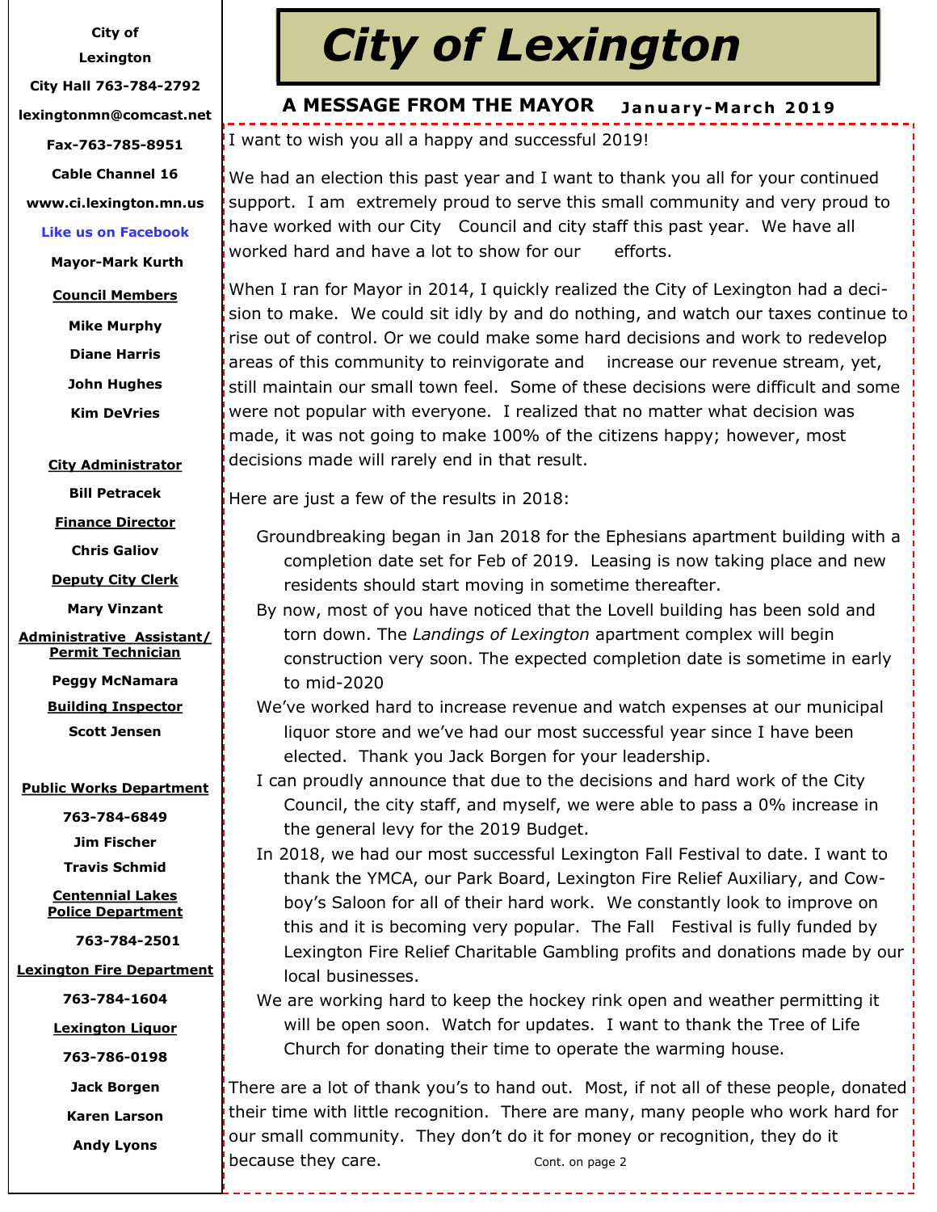# City of Lexington

## A MESSAGE FROM THE MAYOR

**January-March 2019**

I want to wish you all a happy and successful 2019!

We had an election this past year and I want to thank you all for your continued support. I am extremely proud to serve this small community and very proud to have worked with our City Council and city staff this past year. We have all worked hard and have a lot to show for our efforts.

When I ran for Mayor in 2014, I quickly realized the City of Lexington had a decision to make. We could sit idly by and do nothing, and watch our taxes continue to rise out of control. Or we could make some hard decisions and work to redevelop areas of this community to reinvigorate and increase our revenue stream, yet, still maintain our small town feel. Some of these decisions were difficult and some were not popular with everyone. I realized that no matter what decision was made, it was not going to make 100% of the citizens happy; however, most decisions made will rarely end in that result.

Here are just a few of the results in 2018:

- Groundbreaking began in Jan 2018 for the Ephesians apartment building with a completion date set for Feb of 2019. Leasing is now taking place and new residents should start moving in sometime thereafter.
- By now, most of you have noticed that the Lovell building has been sold and torn down. The *Landings of Lexington* apartment complex will begin construction very soon. The expected completion date is sometime in early to mid-2020
- We've worked hard to increase revenue and watch expenses at our municipal liquor store and we've had our most successful year since I have been elected. Thank you Jack Borgen for your leadership.
- I can proudly announce that due to the decisions and hard work of the City Council, the city staff, and myself, we were able to pass a 0% increase in the general levy for the 2019 Budget.
- In 2018, we had our most successful Lexington Fall Festival to date. I want to thank the YMCA, our Park Board, Lexington Fire Relief Auxiliary, and Cowboy's Saloon for all of their hard work. We constantly look to improve on this and it is becoming very popular. The Fall Festival is fully funded by Lexington Fire Relief Charitable Gambling profits and donations made by our local businesses.
- We are working hard to keep the hockey rink open and weather permitting it will be open soon. Watch for updates. I want to thank the Tree of Life Church for donating their time to operate the warming house.

There are a lot of thank you's to hand out. Most, if not all of these people, donated their time with little recognition. There are many, many people who work hard for our small community. They don't do it for money or recognition, they do it because they care.

Cont. on page 2

---

**City of Lexington**

**City Hall 763-784-2792**

**lexingtonmn@comcast.net**

**Fax-763-785-8951**

**Cable Channel 16**

**www.ci.lexington.mn.us**

**Like us on Facebook**

**Mayor-Mark Kurth**

**Council Members**

Mike Murphy
Diane Harris
John Hughes
Kim DeVries

**City Administrator**

Bill Petracek

**Finance Director**

Chris Galiov

**Deputy City Clerk**

Mary Vinzant

**Administrative Assistant/ Permit Technician**

Peggy McNamara

**Building Inspector**

Scott Jensen

**Public Works Department**

763-784-6849
Jim Fischer
Travis Schmid

**Centennial Lakes Police Department**

763-784-2501

**Lexington Fire Department**

763-784-1604

**Lexington Liquor**

763-786-0198
Jack Borgen
Karen Larson
Andy Lyons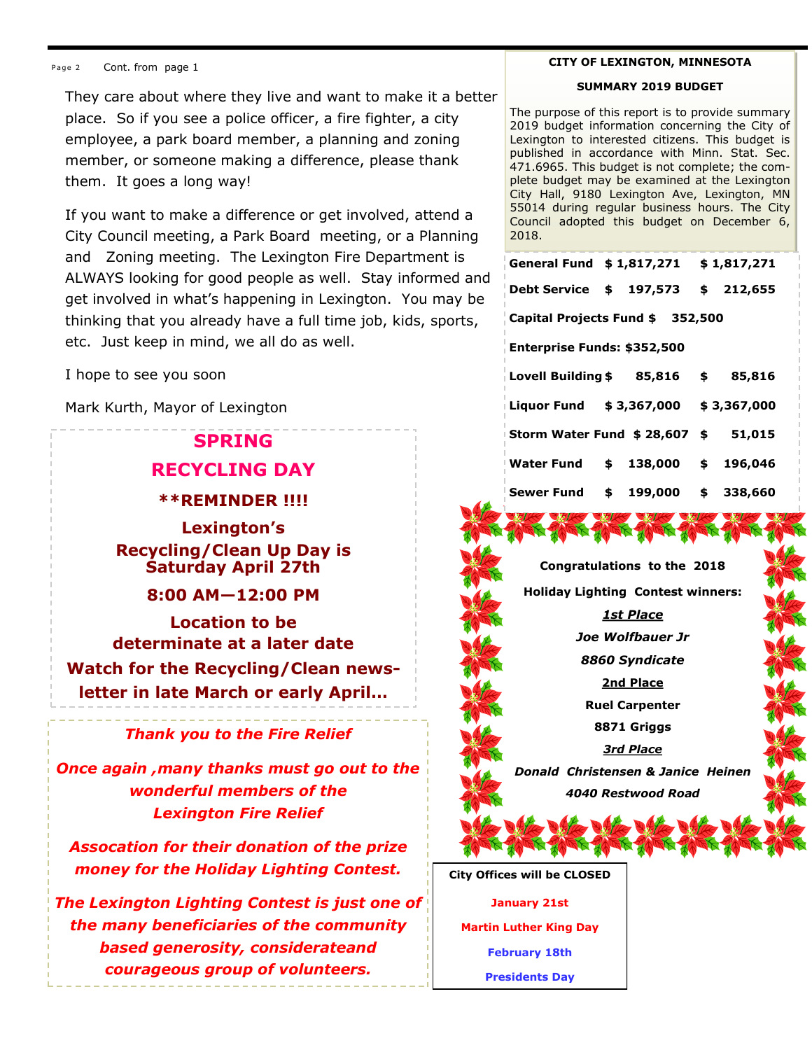Cont. from page 1

They care about where they live and want to make it a better place. So if you see a police officer, a fire fighter, a city employee, a park board member, a planning and zoning member, or someone making a difference, please thank them. It goes a long way!

If you want to make a difference or get involved, attend a City Council meeting, a Park Board meeting, or a Planning and Zoning meeting. The Lexington Fire Department is ALWAYS looking for good people as well. Stay informed and get involved in what's happening in Lexington. You may be thinking that you already have a full time job, kids, sports, etc. Just keep in mind, we all do as well.

I hope to see you soon

Mark Kurth, Mayor of Lexington

## SPRING RECYCLING DAY

**\*\*REMINDER !!!!**

**Lexington's Recycling/Clean Up Day is Saturday April 27th**

**8:00 AM—12:00 PM**

**Location to be determinate at a later date**

**Watch for the Recycling/Clean newsletter in late March or early April…**

***Thank you to the Fire Relief***

***Once again ,many thanks must go out to the wonderful members of the Lexington Fire Relief***

***Assocation for their donation of the prize money for the Holiday Lighting Contest.***

***The Lexington Lighting Contest is just one of the many beneficiaries of the community based generosity, considerateand courageous group of volunteers.***

**CITY OF LEXINGTON, MINNESOTA**

**SUMMARY 2019 BUDGET**

The purpose of this report is to provide summary 2019 budget information concerning the City of Lexington to interested citizens. This budget is published in accordance with Minn. Stat. Sec. 471.6965. This budget is not complete; the complete budget may be examined at the Lexington City Hall, 9180 Lexington Ave, Lexington, MN 55014 during regular business hours. The City Council adopted this budget on December 6, 2018.

| Fund | | |
|---|---|---|
| **General Fund** | **$ 1,817,271** | **$ 1,817,271** |
| **Debt Service** | **$ 197,573** | **$ 212,655** |
| **Capital Projects Fund** | **$ 352,500** | |
| **Enterprise Funds:** | **$352,500** | |
| **Lovell Building** | **$ 85,816** | **$ 85,816** |
| **Liquor Fund** | **$ 3,367,000** | **$ 3,367,000** |
| **Storm Water Fund** | **$ 28,607** | **$ 51,015** |
| **Water Fund** | **$ 138,000** | **$ 196,046** |
| **Sewer Fund** | **$ 199,000** | **$ 338,660** |

**Congratulations to the 2018**

**Holiday Lighting Contest winners:**

***1st Place***

***Joe Wolfbauer Jr***

***8860 Syndicate***

**2nd Place**

**Ruel Carpenter**

**8871 Griggs**

***3rd Place***

***Donald Christensen & Janice Heinen***

***4040 Restwood Road***

**City Offices will be CLOSED**

**January 21st**

**Martin Luther King Day**

**February 18th**

**Presidents Day**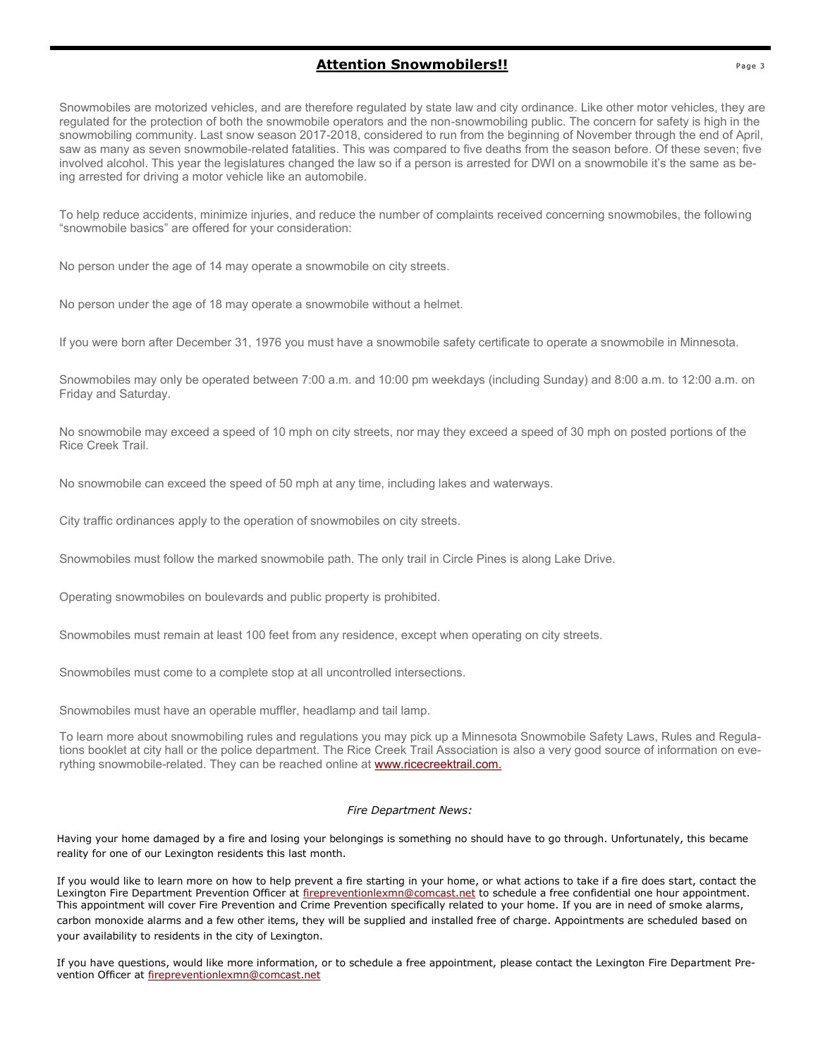## **Attention Snowmobilers!!**

Snowmobiles are motorized vehicles, and are therefore regulated by state law and city ordinance. Like other motor vehicles, they are regulated for the protection of both the snowmobile operators and the non-snowmobiling public. The concern for safety is high in the snowmobiling community. Last snow season 2017-2018, considered to run from the beginning of November through the end of April, saw as many as seven snowmobile-related fatalities. This was compared to five deaths from the season before. Of these seven; five involved alcohol. This year the legislatures changed the law so if a person is arrested for DWI on a snowmobile it's the same as being arrested for driving a motor vehicle like an automobile.

To help reduce accidents, minimize injuries, and reduce the number of complaints received concerning snowmobiles, the following "snowmobile basics" are offered for your consideration:

No person under the age of 14 may operate a snowmobile on city streets.

No person under the age of 18 may operate a snowmobile without a helmet.

If you were born after December 31, 1976 you must have a snowmobile safety certificate to operate a snowmobile in Minnesota.

Snowmobiles may only be operated between 7:00 a.m. and 10:00 pm weekdays (including Sunday) and 8:00 a.m. to 12:00 a.m. on Friday and Saturday.

No snowmobile may exceed a speed of 10 mph on city streets, nor may they exceed a speed of 30 mph on posted portions of the Rice Creek Trail.

No snowmobile can exceed the speed of 50 mph at any time, including lakes and waterways.

City traffic ordinances apply to the operation of snowmobiles on city streets.

Snowmobiles must follow the marked snowmobile path. The only trail in Circle Pines is along Lake Drive.

Operating snowmobiles on boulevards and public property is prohibited.

Snowmobiles must remain at least 100 feet from any residence, except when operating on city streets.

Snowmobiles must come to a complete stop at all uncontrolled intersections.

Snowmobiles must have an operable muffler, headlamp and tail lamp.

To learn more about snowmobiling rules and regulations you may pick up a Minnesota Snowmobile Safety Laws, Rules and Regulations booklet at city hall or the police department. The Rice Creek Trail Association is also a very good source of information on everything snowmobile-related. They can be reached online at www.ricecreektrail.com.

*Fire Department News:*

Having your home damaged by a fire and losing your belongings is something no should have to go through. Unfortunately, this became reality for one of our Lexington residents this last month.

If you would like to learn more on how to help prevent a fire starting in your home, or what actions to take if a fire does start, contact the Lexington Fire Department Prevention Officer at firepreventionlexmn@comcast.net to schedule a free confidential one hour appointment. This appointment will cover Fire Prevention and Crime Prevention specifically related to your home. If you are in need of smoke alarms, carbon monoxide alarms and a few other items, they will be supplied and installed free of charge. Appointments are scheduled based on your availability to residents in the city of Lexington.

If you have questions, would like more information, or to schedule a free appointment, please contact the Lexington Fire Department Prevention Officer at firepreventionlexmn@comcast.net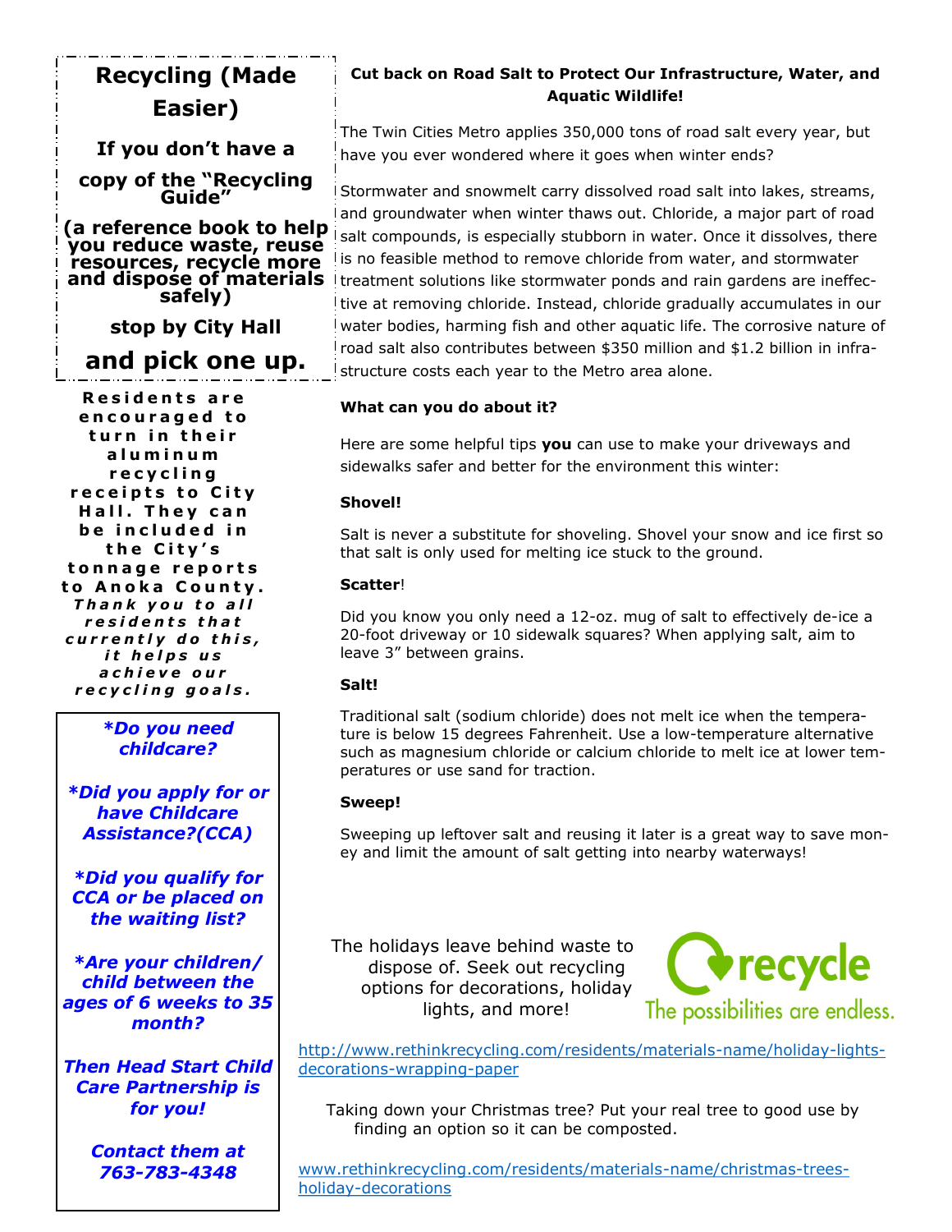## Recycling (Made Easier)

**If you don't have a copy of the "Recycling Guide" (a reference book to help you reduce waste, reuse resources, recycle more and dispose of materials safely) stop by City Hall**

**and pick one up.**

**Residents are encouraged to turn in their aluminum recycling receipts to City Hall. They can be included in the City's tonnage reports to Anoka County.** ***Thank you to all residents that currently do this, it helps us achieve our recycling goals.***

***\*Do you need childcare?***

***\*Did you apply for or have Childcare Assistance?(CCA)***

***\*Did you qualify for CCA or be placed on the waiting list?***

***\*Are your children/ child between the ages of 6 weeks to 35 month?***

***Then Head Start Child Care Partnership is for you!***

***Contact them at 763-783-4348***

### Cut back on Road Salt to Protect Our Infrastructure, Water, and Aquatic Wildlife!

The Twin Cities Metro applies 350,000 tons of road salt every year, but have you ever wondered where it goes when winter ends?

Stormwater and snowmelt carry dissolved road salt into lakes, streams, and groundwater when winter thaws out. Chloride, a major part of road salt compounds, is especially stubborn in water. Once it dissolves, there is no feasible method to remove chloride from water, and stormwater treatment solutions like stormwater ponds and rain gardens are ineffective at removing chloride. Instead, chloride gradually accumulates in our water bodies, harming fish and other aquatic life. The corrosive nature of road salt also contributes between $350 million and $1.2 billion in infrastructure costs each year to the Metro area alone.

**What can you do about it?**

Here are some helpful tips **you** can use to make your driveways and sidewalks safer and better for the environment this winter:

**Shovel!**

Salt is never a substitute for shoveling. Shovel your snow and ice first so that salt is only used for melting ice stuck to the ground.

**Scatter**!

Did you know you only need a 12-oz. mug of salt to effectively de-ice a 20-foot driveway or 10 sidewalk squares? When applying salt, aim to leave 3" between grains.

**Salt!**

Traditional salt (sodium chloride) does not melt ice when the temperature is below 15 degrees Fahrenheit. Use a low-temperature alternative such as magnesium chloride or calcium chloride to melt ice at lower temperatures or use sand for traction.

**Sweep!**

Sweeping up leftover salt and reusing it later is a great way to save money and limit the amount of salt getting into nearby waterways!

The holidays leave behind waste to dispose of. Seek out recycling options for decorations, holiday lights, and more!

recycle
The possibilities are endless.

http://www.rethinkrecycling.com/residents/materials-name/holiday-lights-decorations-wrapping-paper

Taking down your Christmas tree? Put your real tree to good use by finding an option so it can be composted.

www.rethinkrecycling.com/residents/materials-name/christmas-trees-holiday-decorations